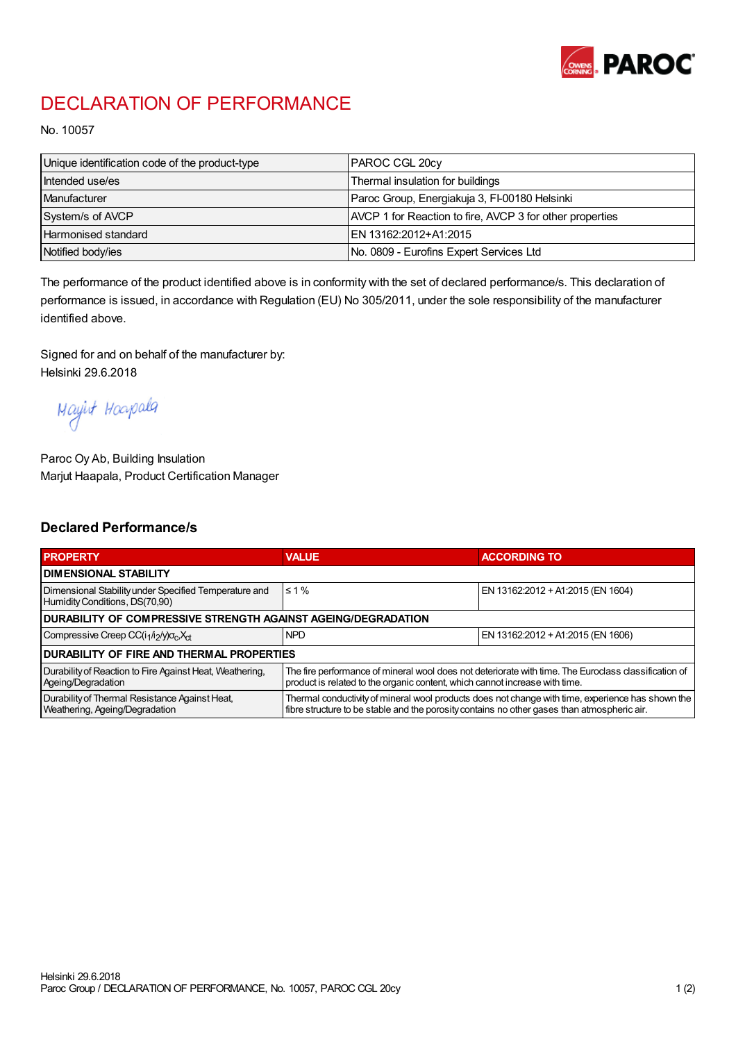# DECLARATION OF PERFORMANCE

No. 10057

| Unique identification code of the product-type | PAROC CGL 20cy |
|---|---|
| Intended use/es | Thermal insulation for buildings |
| Manufacturer | Paroc Group, Energiakuja 3, FI-00180 Helsinki |
| System/s of AVCP | AVCP 1 for Reaction to fire, AVCP 3 for other properties |
| Harmonised standard | EN 13162:2012+A1:2015 |
| Notified body/ies | No. 0809 - Eurofins Expert Services Ltd |

The performance of the product identified above is in conformity with the set of declared performance/s. This declaration of performance is issued, in accordance with Regulation (EU) No 305/2011, under the sole responsibility of the manufacturer identified above.

Signed for and on behalf of the manufacturer by:
Helsinki 29.6.2018

Marjut Haapala

Paroc Oy Ab, Building Insulation
Marjut Haapala, Product Certification Manager

## Declared Performance/s

| PROPERTY | VALUE | ACCORDING TO |
|---|---|---|
| **DIMENSIONAL STABILITY** | | |
| Dimensional Stability under Specified Temperature and Humidity Conditions, DS(70,90) | ≤ 1 % | EN 13162:2012 + A1:2015 (EN 1604) |
| **DURABILITY OF COMPRESSIVE STRENGTH AGAINST AGEING/DEGRADATION** | | |
| Compressive Creep $CC(i_1/i_2/y)\sigma_c X_{ct}$ | NPD | EN 13162:2012 + A1:2015 (EN 1606) |
| **DURABILITY OF FIRE AND THERMAL PROPERTIES** | | |
| Durability of Reaction to Fire Against Heat, Weathering, Ageing/Degradation | The fire performance of mineral wool does not deteriorate with time. The Euroclass classification of product is related to the organic content, which cannot increase with time. | |
| Durability of Thermal Resistance Against Heat, Weathering, Ageing/Degradation | Thermal conductivity of mineral wool products does not change with time, experience has shown the fibre structure to be stable and the porosity contains no other gases than atmospheric air. | |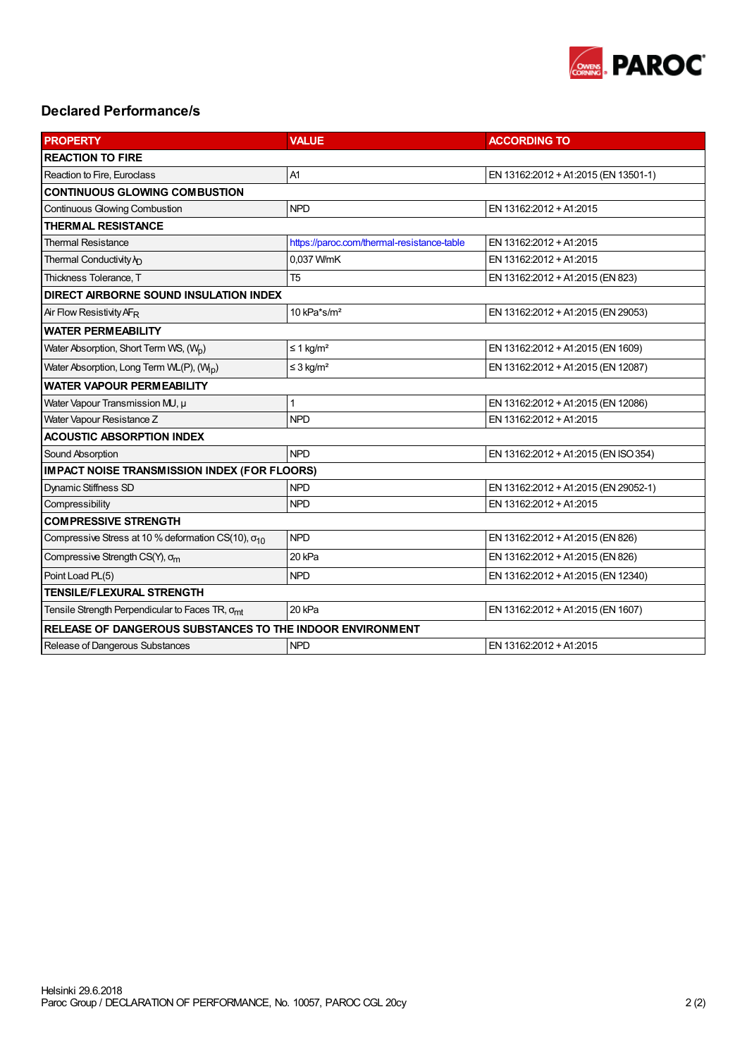## Declared Performance/s

| PROPERTY | VALUE | ACCORDING TO |
|---|---|---|
| **REACTION TO FIRE** | | |
| Reaction to Fire, Euroclass | A1 | EN 13162:2012 + A1:2015 (EN 13501-1) |
| **CONTINUOUS GLOWING COMBUSTION** | | |
| Continuous Glowing Combustion | NPD | EN 13162:2012 + A1:2015 |
| **THERMAL RESISTANCE** | | |
| Thermal Resistance | https://paroc.com/thermal-resistance-table | EN 13162:2012 + A1:2015 |
| Thermal Conductivity $\lambda_D$ | 0,037 W/mK | EN 13162:2012 + A1:2015 |
| Thickness Tolerance, T | T5 | EN 13162:2012 + A1:2015 (EN 823) |
| **DIRECT AIRBORNE SOUND INSULATION INDEX** | | |
| Air Flow Resistivity $AF_R$ | 10 kPa*s/m² | EN 13162:2012 + A1:2015 (EN 29053) |
| **WATER PERMEABILITY** | | |
| Water Absorption, Short Term WS, ($W_p$) | ≤ 1 kg/m² | EN 13162:2012 + A1:2015 (EN 1609) |
| Water Absorption, Long Term WL(P), ($W_{lp}$) | ≤ 3 kg/m² | EN 13162:2012 + A1:2015 (EN 12087) |
| **WATER VAPOUR PERMEABILITY** | | |
| Water Vapour Transmission MU, μ | 1 | EN 13162:2012 + A1:2015 (EN 12086) |
| Water Vapour Resistance Z | NPD | EN 13162:2012 + A1:2015 |
| **ACOUSTIC ABSORPTION INDEX** | | |
| Sound Absorption | NPD | EN 13162:2012 + A1:2015 (EN ISO 354) |
| **IMPACT NOISE TRANSMISSION INDEX (FOR FLOORS)** | | |
| Dynamic Stiffness SD | NPD | EN 13162:2012 + A1:2015 (EN 29052-1) |
| Compressibility | NPD | EN 13162:2012 + A1:2015 |
| **COMPRESSIVE STRENGTH** | | |
| Compressive Stress at 10 % deformation CS(10), $\sigma_{10}$ | NPD | EN 13162:2012 + A1:2015 (EN 826) |
| Compressive Strength CS(Y), $\sigma_m$ | 20 kPa | EN 13162:2012 + A1:2015 (EN 826) |
| Point Load PL(5) | NPD | EN 13162:2012 + A1:2015 (EN 12340) |
| **TENSILE/FLEXURAL STRENGTH** | | |
| Tensile Strength Perpendicular to Faces TR, $\sigma_{mt}$ | 20 kPa | EN 13162:2012 + A1:2015 (EN 1607) |
| **RELEASE OF DANGEROUS SUBSTANCES TO THE INDOOR ENVIRONMENT** | | |
| Release of Dangerous Substances | NPD | EN 13162:2012 + A1:2015 |

Helsinki 29.6.2018
Paroc Group / DECLARATION OF PERFORMANCE, No. 10057, PAROC CGL 20cy